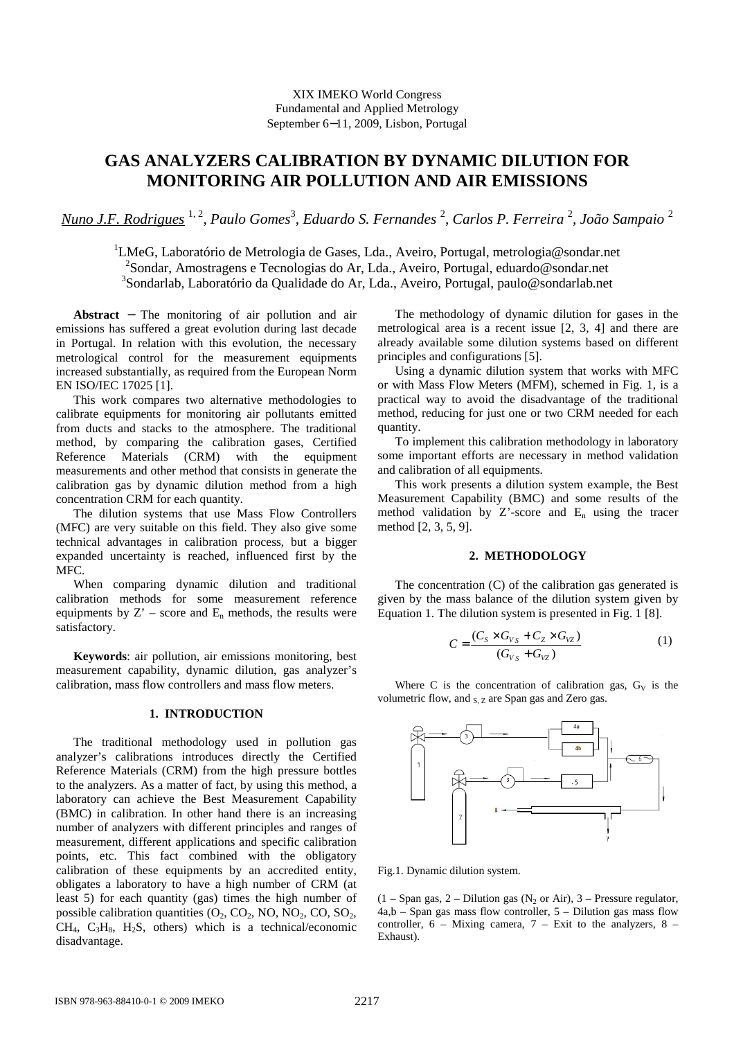XIX IMEKO World Congress
Fundamental and Applied Metrology
September 6−11, 2009, Lisbon, Portugal

# GAS ANALYZERS CALIBRATION BY DYNAMIC DILUTION FOR MONITORING AIR POLLUTION AND AIR EMISSIONS

*Nuno J.F. Rodrigues* [1, 2], *Paulo Gomes*[3], *Eduardo S. Fernandes* [2], *Carlos P. Ferreira* [2], *João Sampaio* [2]

[1]LMeG, Laboratório de Metrologia de Gases, Lda., Aveiro, Portugal, metrologia@sondar.net
[2]Sondar, Amostragens e Tecnologias do Ar, Lda., Aveiro, Portugal, eduardo@sondar.net
[3]Sondarlab, Laboratório da Qualidade do Ar, Lda., Aveiro, Portugal, paulo@sondarlab.net

**Abstract** − The monitoring of air pollution and air emissions has suffered a great evolution during last decade in Portugal. In relation with this evolution, the necessary metrological control for the measurement equipments increased substantially, as required from the European Norm EN ISO/IEC 17025 [1].

This work compares two alternative methodologies to calibrate equipments for monitoring air pollutants emitted from ducts and stacks to the atmosphere. The traditional method, by comparing the calibration gases, Certified Reference Materials (CRM) with the equipment measurements and other method that consists in generate the calibration gas by dynamic dilution method from a high concentration CRM for each quantity.

The dilution systems that use Mass Flow Controllers (MFC) are very suitable on this field. They also give some technical advantages in calibration process, but a bigger expanded uncertainty is reached, influenced first by the MFC.

When comparing dynamic dilution and traditional calibration methods for some measurement reference equipments by Z' – score and $E_n$ methods, the results were satisfactory.

**Keywords**: air pollution, air emissions monitoring, best measurement capability, dynamic dilution, gas analyzer's calibration, mass flow controllers and mass flow meters.

## 1. INTRODUCTION

The traditional methodology used in pollution gas analyzer's calibrations introduces directly the Certified Reference Materials (CRM) from the high pressure bottles to the analyzers. As a matter of fact, by using this method, a laboratory can achieve the Best Measurement Capability (BMC) in calibration. In other hand there is an increasing number of analyzers with different principles and ranges of measurement, different applications and specific calibration points, etc. This fact combined with the obligatory calibration of these equipments by an accredited entity, obligates a laboratory to have a high number of CRM (at least 5) for each quantity (gas) times the high number of possible calibration quantities ($O_2$, $CO_2$, NO, $NO_2$, CO, $SO_2$, $CH_4$, $C_3H_8$, $H_2S$, others) which is a technical/economic disadvantage.

The methodology of dynamic dilution for gases in the metrological area is a recent issue [2, 3, 4] and there are already available some dilution systems based on different principles and configurations [5].

Using a dynamic dilution system that works with MFC or with Mass Flow Meters (MFM), schemed in Fig. 1, is a practical way to avoid the disadvantage of the traditional method, reducing for just one or two CRM needed for each quantity.

To implement this calibration methodology in laboratory some important efforts are necessary in method validation and calibration of all equipments.

This work presents a dilution system example, the Best Measurement Capability (BMC) and some results of the method validation by Z'-score and $E_n$ using the tracer method [2, 3, 5, 9].

## 2. METHODOLOGY

The concentration (C) of the calibration gas generated is given by the mass balance of the dilution system given by Equation 1. The dilution system is presented in Fig. 1 [8].

$$C = \frac{(C_S \times G_{VS} + C_Z \times G_{VZ})}{(G_{VS} + G_{VZ})} \tag{1}$$

Where C is the concentration of calibration gas, $G_V$ is the volumetric flow, and $_{S,\,Z}$ are Span gas and Zero gas.

Fig.1. Dynamic dilution system.

(1 – Span gas, 2 – Dilution gas ($N_2$ or Air), 3 – Pressure regulator, 4a,b – Span gas mass flow controller, 5 – Dilution gas mass flow controller, 6 – Mixing camera, 7 – Exit to the analyzers, 8 – Exhaust).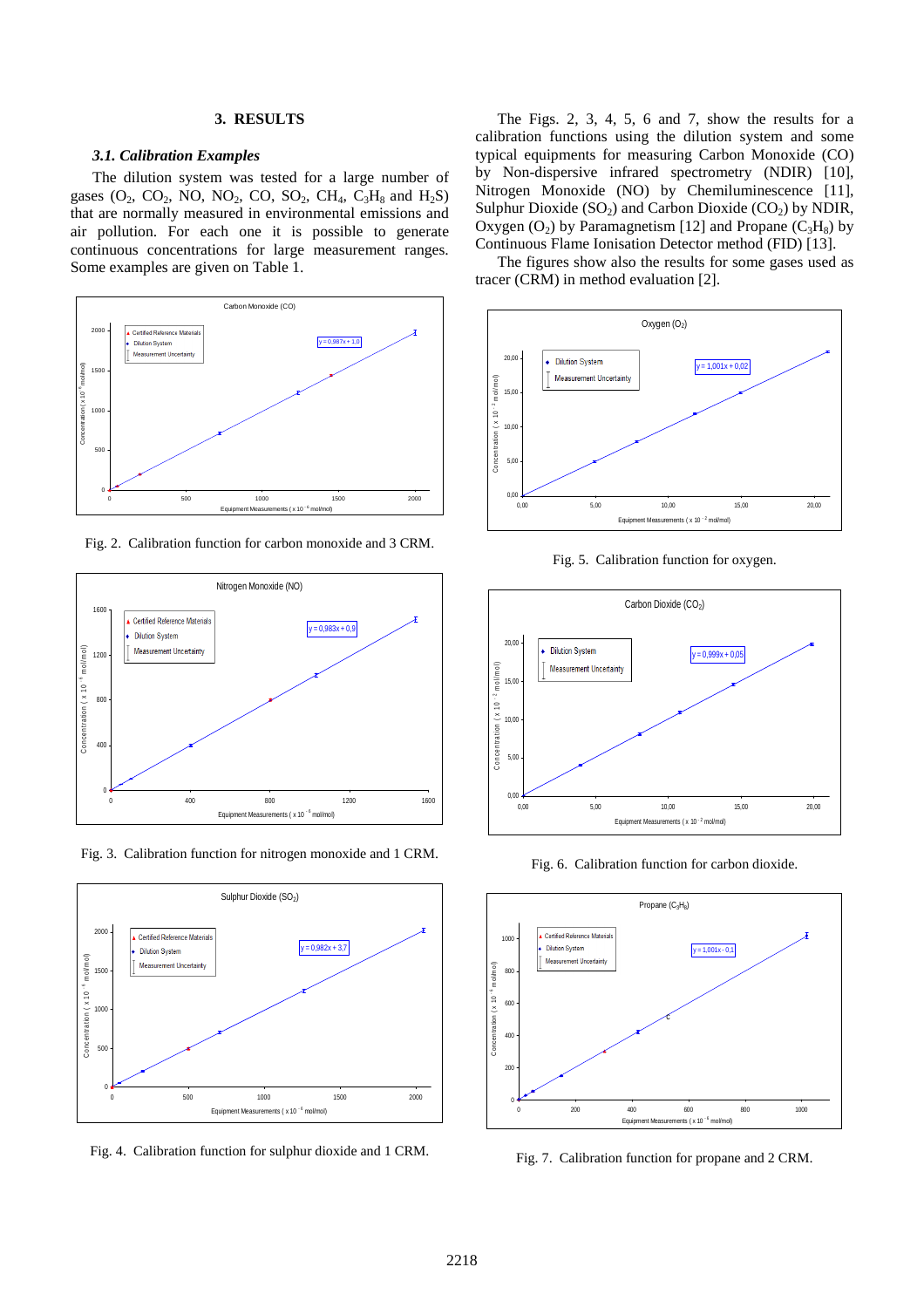## 3. RESULTS

### *3.1. Calibration Examples*

The dilution system was tested for a large number of gases ($O_2$, $CO_2$, NO, $NO_2$, CO, $SO_2$, $CH_4$, $C_3H_8$ and $H_2S$) that are normally measured in environmental emissions and air pollution. For each one it is possible to generate continuous concentrations for large measurement ranges. Some examples are given on Table 1.

Fig. 2. Calibration function for carbon monoxide and 3 CRM.

Fig. 3. Calibration function for nitrogen monoxide and 1 CRM.

Fig. 4. Calibration function for sulphur dioxide and 1 CRM.

The Figs. 2, 3, 4, 5, 6 and 7, show the results for a calibration functions using the dilution system and some typical equipments for measuring Carbon Monoxide (CO) by Non-dispersive infrared spectrometry (NDIR) [10], Nitrogen Monoxide (NO) by Chemiluminescence [11], Sulphur Dioxide ($SO_2$) and Carbon Dioxide ($CO_2$) by NDIR, Oxygen ($O_2$) by Paramagnetism [12] and Propane ($C_3H_8$) by Continuous Flame Ionisation Detector method (FID) [13].

The figures show also the results for some gases used as tracer (CRM) in method evaluation [2].

Fig. 5. Calibration function for oxygen.

Fig. 6. Calibration function for carbon dioxide.

Fig. 7. Calibration function for propane and 2 CRM.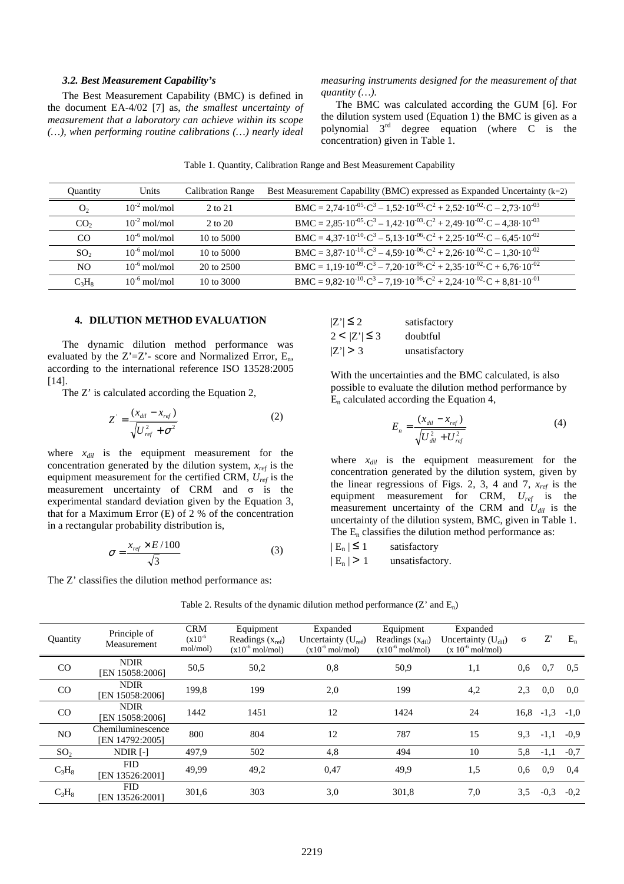### 3.2. Best Measurement Capability's

The Best Measurement Capability (BMC) is defined in the document EA-4/02 [7] as, *the smallest uncertainty of measurement that a laboratory can achieve within its scope (…), when performing routine calibrations (…) nearly ideal measuring instruments designed for the measurement of that quantity (…).*

The BMC was calculated according the GUM [6]. For the dilution system used (Equation 1) the BMC is given as a polynomial 3rd degree equation (where C is the concentration) given in Table 1.

Table 1. Quantity, Calibration Range and Best Measurement Capability

| Quantity | Units | Calibration Range | Best Measurement Capability (BMC) expressed as Expanded Uncertainty (k=2) |
|---|---|---|---|
| $O_2$ | $10^{-2}$ mol/mol | 2 to 21 | $BMC = 2{,}74\cdot10^{-05}\cdot C^3 - 1{,}52\cdot10^{-03}\cdot C^2 + 2{,}52\cdot10^{-02}\cdot C - 2{,}73\cdot10^{-03}$ |
| $CO_2$ | $10^{-2}$ mol/mol | 2 to 20 | $BMC = 2{,}85\cdot10^{-05}\cdot C^3 - 1{,}42\cdot10^{-03}\cdot C^2 + 2{,}49\cdot10^{-02}\cdot C - 4{,}38\cdot10^{-03}$ |
| CO | $10^{-6}$ mol/mol | 10 to 5000 | $BMC = 4{,}37\cdot10^{-10}\cdot C^3 - 5{,}13\cdot10^{-06}\cdot C^2 + 2{,}25\cdot10^{-02}\cdot C - 6{,}45\cdot10^{-02}$ |
| $SO_2$ | $10^{-6}$ mol/mol | 10 to 5000 | $BMC = 3{,}87\cdot10^{-10}\cdot C^3 - 4{,}59\cdot10^{-06}\cdot C^2 + 2{,}26\cdot10^{-02}\cdot C - 1{,}30\cdot10^{-02}$ |
| NO | $10^{-6}$ mol/mol | 20 to 2500 | $BMC = 1{,}19\cdot10^{-09}\cdot C^3 - 7{,}20\cdot10^{-06}\cdot C^2 + 2{,}35\cdot10^{-02}\cdot C + 6{,}76\cdot10^{-02}$ |
| $C_3H_8$ | $10^{-6}$ mol/mol | 10 to 3000 | $BMC = 9{,}82\cdot10^{-10}\cdot C^3 - 7{,}19\cdot10^{-06}\cdot C^2 + 2{,}24\cdot10^{-02}\cdot C + 8{,}81\cdot10^{-01}$ |

## 4. DILUTION METHOD EVALUATION

The dynamic dilution method performance was evaluated by the Z'=Z'- score and Normalized Error, $E_n$, according to the international reference ISO 13528:2005 [14].

The Z' is calculated according the Equation 2,

$$Z' = \frac{(x_{dil} - x_{ref})}{\sqrt{U_{ref}^2 + \sigma^2}} \tag{2}$$

where $x_{dil}$ is the equipment measurement for the concentration generated by the dilution system, $x_{ref}$ is the equipment measurement for the certified CRM, $U_{ref}$ is the measurement uncertainty of CRM and σ is the experimental standard deviation given by the Equation 3, that for a Maximum Error (E) of 2 % of the concentration in a rectangular probability distribution is,

$$\sigma = \frac{x_{ref} \times E/100}{\sqrt{3}} \tag{3}$$

The Z' classifies the dilution method performance as:

$|Z'| \leq 2$ satisfactory
$2 < |Z'| \leq 3$ doubtful
$|Z'| > 3$ unsatisfactory

With the uncertainties and the BMC calculated, is also possible to evaluate the dilution method performance by $E_n$ calculated according the Equation 4,

$$E_n = \frac{(x_{dil} - x_{ref})}{\sqrt{U_{dil}^2 + U_{ref}^2}} \tag{4}$$

where $x_{dil}$ is the equipment measurement for the concentration generated by the dilution system, given by the linear regressions of Figs. 2, 3, 4 and 7, $x_{ref}$ is the equipment measurement for CRM, $U_{ref}$ is the measurement uncertainty of the CRM and $U_{dil}$ is the uncertainty of the dilution system, BMC, given in Table 1. The $E_n$ classifies the dilution method performance as:

$|E_n| \leq 1$ satisfactory
$|E_n| > 1$ unsatisfactory.

Table 2. Results of the dynamic dilution method performance (Z' and $E_n$)

| Quantity | Principle of Measurement | CRM ($\times10^{-6}$ mol/mol) | Equipment Readings ($x_{ref}$) ($\times10^{-6}$ mol/mol) | Expanded Uncertainty ($U_{ref}$) ($\times10^{-6}$ mol/mol) | Equipment Readings ($x_{dil}$) ($\times10^{-6}$ mol/mol) | Expanded Uncertainty ($U_{dil}$) ($\times 10^{-6}$ mol/mol) | σ | Z' | $E_n$ |
|---|---|---|---|---|---|---|---|---|---|
| CO | NDIR [EN 15058:2006] | 50,5 | 50,2 | 0,8 | 50,9 | 1,1 | 0,6 | 0,7 | 0,5 |
| CO | NDIR [EN 15058:2006] | 199,8 | 199 | 2,0 | 199 | 4,2 | 2,3 | 0,0 | 0,0 |
| CO | NDIR [EN 15058:2006] | 1442 | 1451 | 12 | 1424 | 24 | 16,8 | -1,3 | -1,0 |
| NO | Chemiluminescence [EN 14792:2005] | 800 | 804 | 12 | 787 | 15 | 9,3 | -1,1 | -0,9 |
| $SO_2$ | NDIR [-] | 497,9 | 502 | 4,8 | 494 | 10 | 5,8 | -1,1 | -0,7 |
| $C_3H_8$ | FID [EN 13526:2001] | 49,99 | 49,2 | 0,47 | 49,9 | 1,5 | 0,6 | 0,9 | 0,4 |
| $C_3H_8$ | FID [EN 13526:2001] | 301,6 | 303 | 3,0 | 301,8 | 7,0 | 3,5 | -0,3 | -0,2 |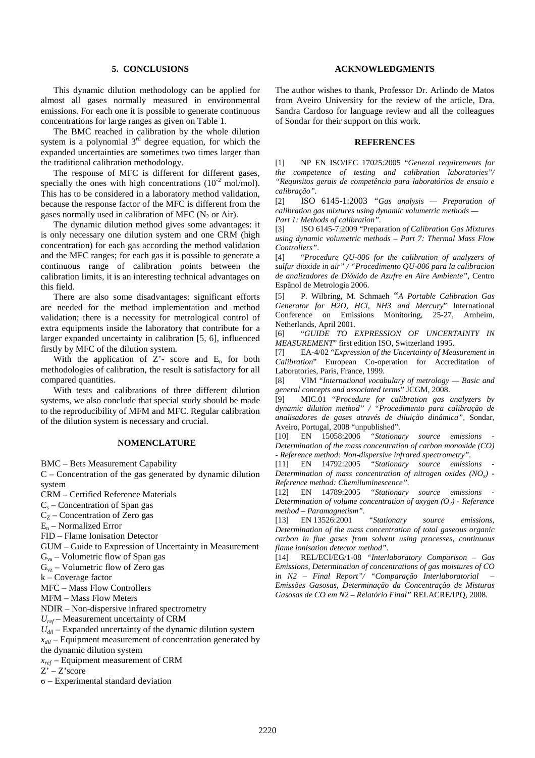## 5. CONCLUSIONS

This dynamic dilution methodology can be applied for almost all gases normally measured in environmental emissions. For each one it is possible to generate continuous concentrations for large ranges as given on Table 1.

The BMC reached in calibration by the whole dilution system is a polynomial 3rd degree equation, for which the expanded uncertainties are sometimes two times larger than the traditional calibration methodology.

The response of MFC is different for different gases, specially the ones with high concentrations ($10^{-2}$ mol/mol). This has to be considered in a laboratory method validation, because the response factor of the MFC is different from the gases normally used in calibration of MFC ($N_2$ or Air).

The dynamic dilution method gives some advantages: it is only necessary one dilution system and one CRM (high concentration) for each gas according the method validation and the MFC ranges; for each gas it is possible to generate a continuous range of calibration points between the calibration limits, it is an interesting technical advantages on this field.

There are also some disadvantages: significant efforts are needed for the method implementation and method validation; there is a necessity for metrological control of extra equipments inside the laboratory that contribute for a larger expanded uncertainty in calibration [5, 6], influenced firstly by MFC of the dilution system.

With the application of Z'- score and $E_n$ for both methodologies of calibration, the result is satisfactory for all compared quantities.

With tests and calibrations of three different dilution systems, we also conclude that special study should be made to the reproducibility of MFM and MFC. Regular calibration of the dilution system is necessary and crucial.

## NOMENCLATURE

BMC – Bets Measurement Capability
C – Concentration of the gas generated by dynamic dilution system
CRM – Certified Reference Materials
$C_s$ – Concentration of Span gas
$C_Z$ – Concentration of Zero gas
$E_n$ – Normalized Error
FID – Flame Ionisation Detector
GUM – Guide to Expression of Uncertainty in Measurement
$G_{vs}$ – Volumetric flow of Span gas
$G_{vz}$ – Volumetric flow of Zero gas
k – Coverage factor
MFC – Mass Flow Controllers
MFM – Mass Flow Meters
NDIR – Non-dispersive infrared spectrometry
$U_{ref}$ – Measurement uncertainty of CRM
$U_{dil}$ – Expanded uncertainty of the dynamic dilution system
$x_{dil}$ – Equipment measurement of concentration generated by the dynamic dilution system
$x_{ref}$ – Equipment measurement of CRM
Z' – Z'score
σ – Experimental standard deviation

## ACKNOWLEDGMENTS

The author wishes to thank, Professor Dr. Arlindo de Matos from Aveiro University for the review of the article, Dra. Sandra Cardoso for language review and all the colleagues of Sondar for their support on this work.

## REFERENCES

[1] NP EN ISO/IEC 17025:2005 "*General requirements for the competence of testing and calibration laboratories"/ "Requisitos gerais de competência para laboratórios de ensaio e calibração"*.

[2] ISO 6145-1:2003 "*Gas analysis — Preparation of calibration gas mixtures using dynamic volumetric methods — Part 1: Methods of calibration"*.

[3] ISO 6145-7:2009 "Preparation *of Calibration Gas Mixtures using dynamic volumetric methods – Part 7: Thermal Mass Flow Controllers"*.

[4] "*Procedure QU-006 for the calibration of analyzers of sulfur dioxide in air" / "Procedimento QU-006 para la calibracion de analizadores de Dióxido de Azufre en Aire Ambiente"*, Centro Espãnol de Metrologia 2006.

[5] P. Wilbring, M. Schmaeh "*A Portable Calibration Gas Generator for H2O, HCl, NH3 and Mercury*" International Conference on Emissions Monitoring, 25-27, Arnheim, Netherlands, April 2001.

[6] "*GUIDE TO EXPRESSION OF UNCERTAINTY IN MEASUREMENT*" first edition ISO, Switzerland 1995.

[7] EA-4/02 "*Expression of the Uncertainty of Measurement in Calibration*" European Co-operation for Accreditation of Laboratories, Paris, France, 1999.

[8] VIM "*International vocabulary of metrology — Basic and general concepts and associated terms*" JCGM, 2008.

[9] MIC.01 "*Procedure for calibration gas analyzers by dynamic dilution method" / "Procedimento para calibração de analisadores de gases através de diluição dinâmica"*, Sondar, Aveiro, Portugal, 2008 "unpublished".

[10] EN 15058:2006 "*Stationary source emissions - Determination of the mass concentration of carbon monoxide (CO) - Reference method: Non-dispersive infrared spectrometry"*.

[11] EN 14792:2005 "*Stationary source emissions - Determination of mass concentration of nitrogen oxides ($NO_x$) - Reference method: Chemiluminescence"*.

[12] EN 14789:2005 "*Stationary source emissions - Determination of volume concentration of oxygen ($O_2$) - Reference method – Paramagnetism"*.

[13] EN 13526:2001 "*Stationary source emissions, Determination of the mass concentration of total gaseous organic carbon in flue gases from solvent using processes, continuous flame ionisation detector method"*.

[14] REL/ECI/EG/1-08 "*Interlaboratory Comparison – Gas Emissions, Determination of concentrations of gas moistures of CO in N2 – Final Report"/ "Comparação Interlaboratorial – Emissões Gasosas, Determinação da Concentração de Misturas Gasosas de CO em N2 – Relatório Final"* RELACRE/IPQ, 2008.